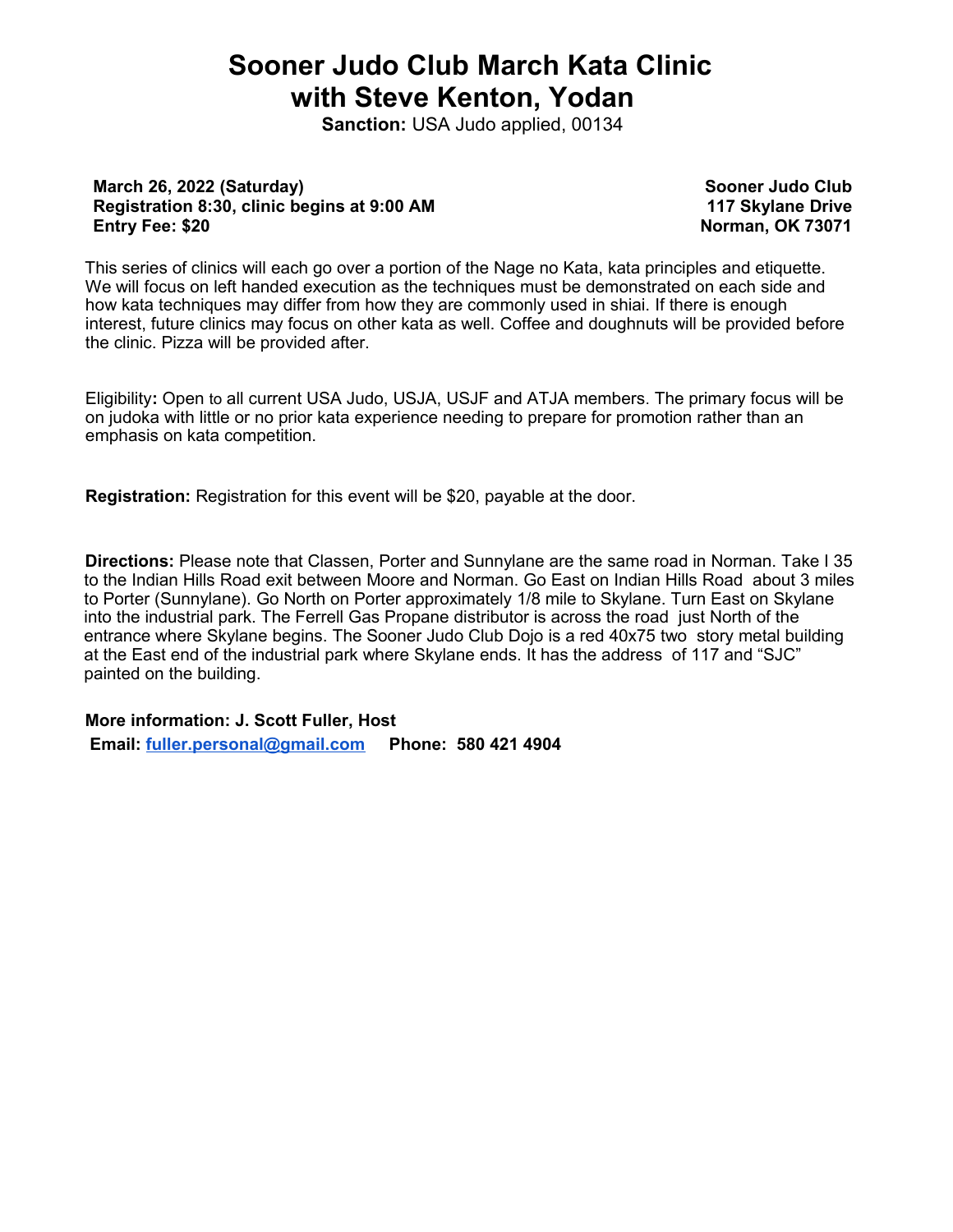# Sooner Judo Club March Kata Clinic with Steve Kenton, Yodan

**Sanction:** USA Judo applied, 00134

**March 26, 2022 (Saturday)**
**Registration 8:30, clinic begins at 9:00 AM**
**Entry Fee: $20**

**Sooner Judo Club**
**117 Skylane Drive**
**Norman, OK 73071**

This series of clinics will each go over a portion of the Nage no Kata, kata principles and etiquette. We will focus on left handed execution as the techniques must be demonstrated on each side and how kata techniques may differ from how they are commonly used in shiai. If there is enough interest, future clinics may focus on other kata as well. Coffee and doughnuts will be provided before the clinic. Pizza will be provided after.

Eligibility**:** Open to all current USA Judo, USJA, USJF and ATJA members. The primary focus will be on judoka with little or no prior kata experience needing to prepare for promotion rather than an emphasis on kata competition.

**Registration:** Registration for this event will be $20, payable at the door.

**Directions:** Please note that Classen, Porter and Sunnylane are the same road in Norman. Take I 35 to the Indian Hills Road exit between Moore and Norman. Go East on Indian Hills Road about 3 miles to Porter (Sunnylane). Go North on Porter approximately 1/8 mile to Skylane. Turn East on Skylane into the industrial park. The Ferrell Gas Propane distributor is across the road just North of the entrance where Skylane begins. The Sooner Judo Club Dojo is a red 40x75 two story metal building at the East end of the industrial park where Skylane ends. It has the address of 117 and "SJC" painted on the building.

**More information: J. Scott Fuller, Host**
**Email: fuller.personal@gmail.com Phone: 580 421 4904**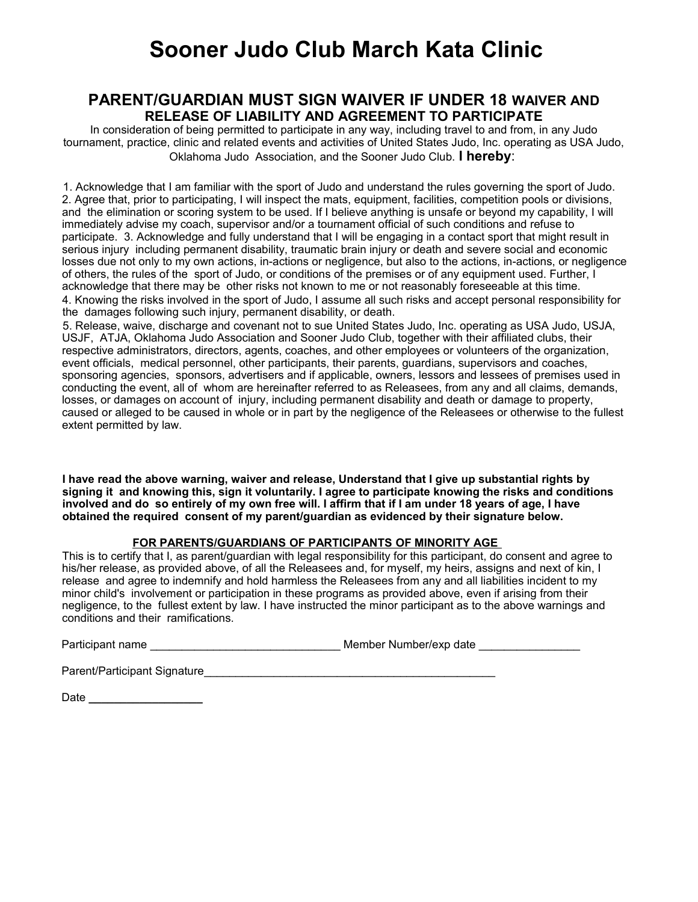# Sooner Judo Club March Kata Clinic

## PARENT/GUARDIAN MUST SIGN WAIVER IF UNDER 18 WAIVER AND RELEASE OF LIABILITY AND AGREEMENT TO PARTICIPATE

In consideration of being permitted to participate in any way, including travel to and from, in any Judo tournament, practice, clinic and related events and activities of United States Judo, Inc. operating as USA Judo, Oklahoma Judo Association, and the Sooner Judo Club. **I hereby**:

1. Acknowledge that I am familiar with the sport of Judo and understand the rules governing the sport of Judo.
2. Agree that, prior to participating, I will inspect the mats, equipment, facilities, competition pools or divisions, and the elimination or scoring system to be used. If I believe anything is unsafe or beyond my capability, I will immediately advise my coach, supervisor and/or a tournament official of such conditions and refuse to participate.
3. Acknowledge and fully understand that I will be engaging in a contact sport that might result in serious injury including permanent disability, traumatic brain injury or death and severe social and economic losses due not only to my own actions, in-actions or negligence, but also to the actions, in-actions, or negligence of others, the rules of the sport of Judo, or conditions of the premises or of any equipment used. Further, I acknowledge that there may be other risks not known to me or not reasonably foreseeable at this time.
4. Knowing the risks involved in the sport of Judo, I assume all such risks and accept personal responsibility for the damages following such injury, permanent disability, or death.
5. Release, waive, discharge and covenant not to sue United States Judo, Inc. operating as USA Judo, USJA, USJF, ATJA, Oklahoma Judo Association and Sooner Judo Club, together with their affiliated clubs, their respective administrators, directors, agents, coaches, and other employees or volunteers of the organization, event officials, medical personnel, other participants, their parents, guardians, supervisors and coaches, sponsoring agencies, sponsors, advertisers and if applicable, owners, lessors and lessees of premises used in conducting the event, all of whom are hereinafter referred to as Releasees, from any and all claims, demands, losses, or damages on account of injury, including permanent disability and death or damage to property, caused or alleged to be caused in whole or in part by the negligence of the Releasees or otherwise to the fullest extent permitted by law.

**I have read the above warning, waiver and release, Understand that I give up substantial rights by signing it and knowing this, sign it voluntarily. I agree to participate knowing the risks and conditions involved and do so entirely of my own free will. I affirm that if I am under 18 years of age, I have obtained the required consent of my parent/guardian as evidenced by their signature below.**

**FOR PARENTS/GUARDIANS OF PARTICIPANTS OF MINORITY AGE**

This is to certify that I, as parent/guardian with legal responsibility for this participant, do consent and agree to his/her release, as provided above, of all the Releasees and, for myself, my heirs, assigns and next of kin, I release and agree to indemnify and hold harmless the Releasees from any and all liabilities incident to my minor child's involvement or participation in these programs as provided above, even if arising from their negligence, to the fullest extent by law. I have instructed the minor participant as to the above warnings and conditions and their ramifications.

Participant name ______________________________ Member Number/exp date ________________

Parent/Participant Signature_______________________________________________

Date __________________